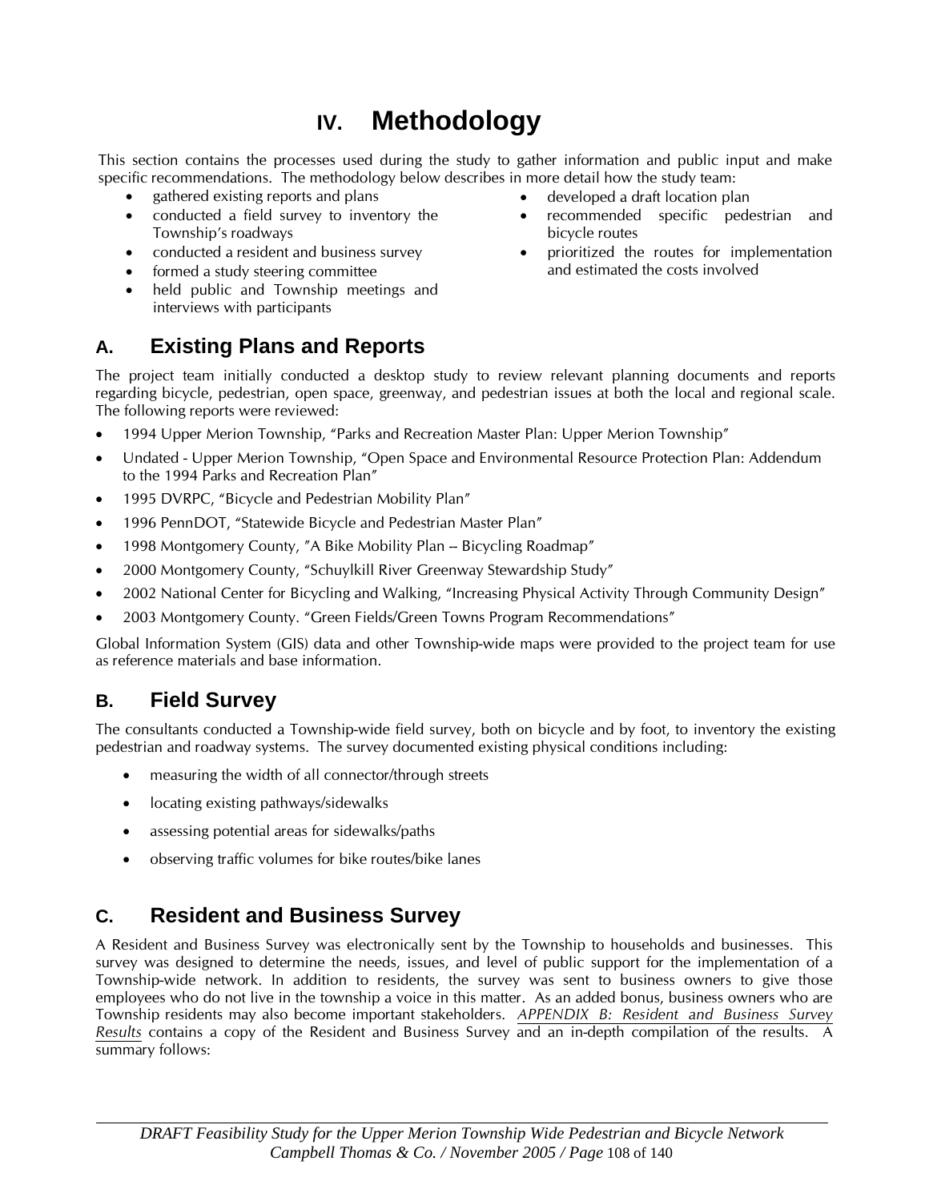# IV. Methodology

This section contains the processes used during the study to gather information and public input and make specific recommendations. The methodology below describes in more detail how the study team:

- gathered existing reports and plans
- conducted a field survey to inventory the Township's roadways
- conducted a resident and business survey
- formed a study steering committee
- held public and Township meetings and interviews with participants
- developed a draft location plan
- recommended specific pedestrian and bicycle routes
- prioritized the routes for implementation and estimated the costs involved

## A. Existing Plans and Reports

The project team initially conducted a desktop study to review relevant planning documents and reports regarding bicycle, pedestrian, open space, greenway, and pedestrian issues at both the local and regional scale. The following reports were reviewed:

- 1994 Upper Merion Township, "Parks and Recreation Master Plan: Upper Merion Township"
- Undated - Upper Merion Township, "Open Space and Environmental Resource Protection Plan: Addendum to the 1994 Parks and Recreation Plan"
- 1995 DVRPC, "Bicycle and Pedestrian Mobility Plan"
- 1996 PennDOT, "Statewide Bicycle and Pedestrian Master Plan"
- 1998 Montgomery County, "A Bike Mobility Plan – Bicycling Roadmap"
- 2000 Montgomery County, "Schuylkill River Greenway Stewardship Study"
- 2002 National Center for Bicycling and Walking, "Increasing Physical Activity Through Community Design"
- 2003 Montgomery County. "Green Fields/Green Towns Program Recommendations"

Global Information System (GIS) data and other Township-wide maps were provided to the project team for use as reference materials and base information.

## B. Field Survey

The consultants conducted a Township-wide field survey, both on bicycle and by foot, to inventory the existing pedestrian and roadway systems. The survey documented existing physical conditions including:

- measuring the width of all connector/through streets
- locating existing pathways/sidewalks
- assessing potential areas for sidewalks/paths
- observing traffic volumes for bike routes/bike lanes

## C. Resident and Business Survey

A Resident and Business Survey was electronically sent by the Township to households and businesses. This survey was designed to determine the needs, issues, and level of public support for the implementation of a Township-wide network. In addition to residents, the survey was sent to business owners to give those employees who do not live in the township a voice in this matter. As an added bonus, business owners who are Township residents may also become important stakeholders. *APPENDIX B: Resident and Business Survey Results* contains a copy of the Resident and Business Survey and an in-depth compilation of the results. A summary follows: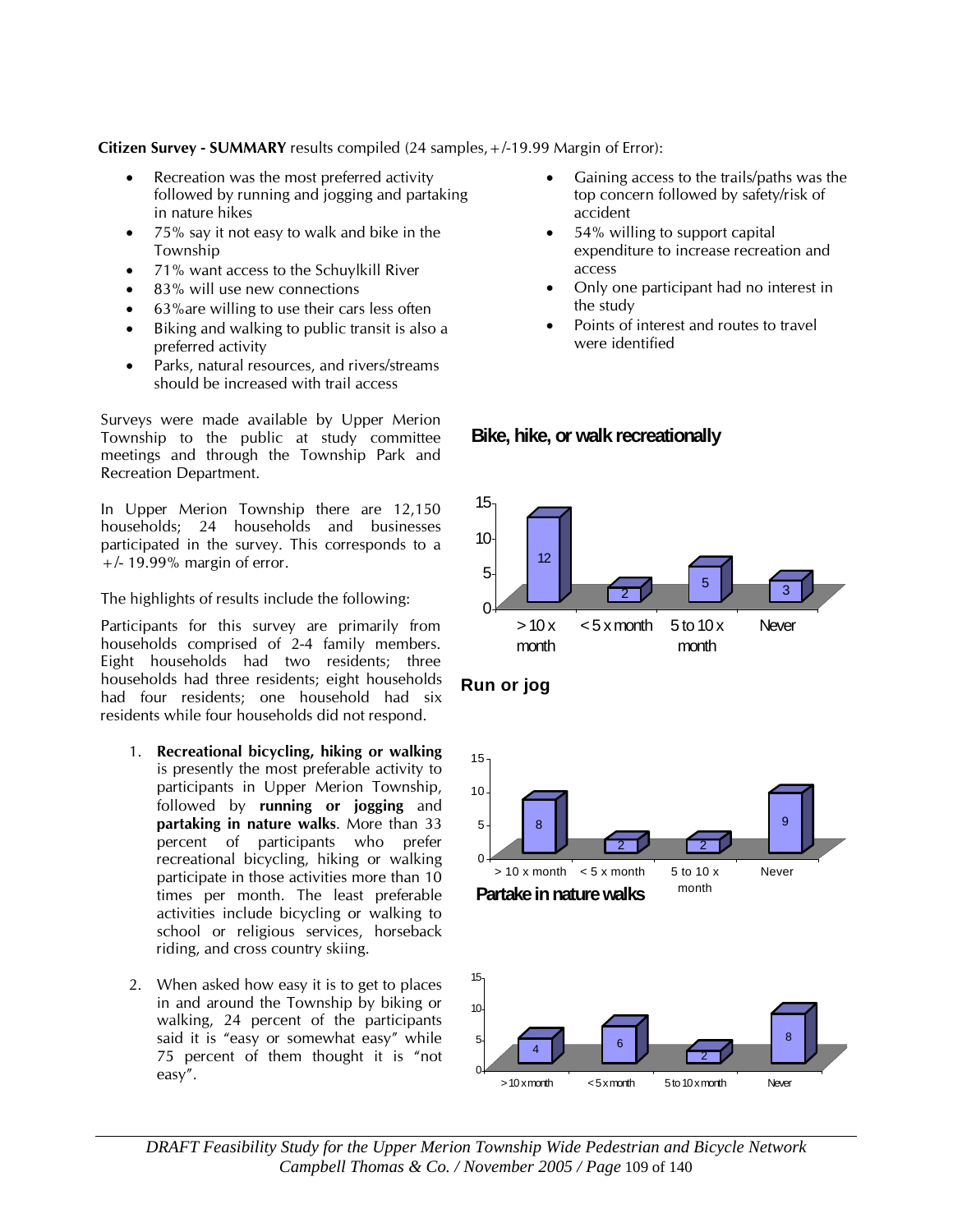**Citizen Survey - SUMMARY** results compiled (24 samples, +/-19.99 Margin of Error):

- Recreation was the most preferred activity followed by running and jogging and partaking in nature hikes
- 75% say it not easy to walk and bike in the Township
- 71% want access to the Schuylkill River
- 83% will use new connections
- 63%are willing to use their cars less often
- Biking and walking to public transit is also a preferred activity
- Parks, natural resources, and rivers/streams should be increased with trail access
- Gaining access to the trails/paths was the top concern followed by safety/risk of accident
- 54% willing to support capital expenditure to increase recreation and access
- Only one participant had no interest in the study
- Points of interest and routes to travel were identified

Surveys were made available by Upper Merion Township to the public at study committee meetings and through the Township Park and Recreation Department.

In Upper Merion Township there are 12,150 households; 24 households and businesses participated in the survey. This corresponds to a +/- 19.99% margin of error.

The highlights of results include the following:

Participants for this survey are primarily from households comprised of 2-4 family members. Eight households had two residents; three households had three residents; eight households had four residents; one household had six residents while four households did not respond.

1. **Recreational bicycling, hiking or walking** is presently the most preferable activity to participants in Upper Merion Township, followed by **running or jogging** and **partaking in nature walks**. More than 33 percent of participants who prefer recreational bicycling, hiking or walking participate in those activities more than 10 times per month. The least preferable activities include bicycling or walking to school or religious services, horseback riding, and cross country skiing.

2. When asked how easy it is to get to places in and around the Township by biking or walking, 24 percent of the participants said it is "easy or somewhat easy" while 75 percent of them thought it is "not easy".

**Bike, hike, or walk recreationally**

0
5
10
15
12
2
5
3
> 10 x month
< 5 x month
5 to 10 x month
Never

**Run or jog**

0
5
10
15
8
2
2
9
> 10 x month
< 5 x month
5 to 10 x month
Never

**Partake in nature walks**

0
5
10
15
4
6
2
8
> 10 x month
< 5 x month
5 to 10 x month
Never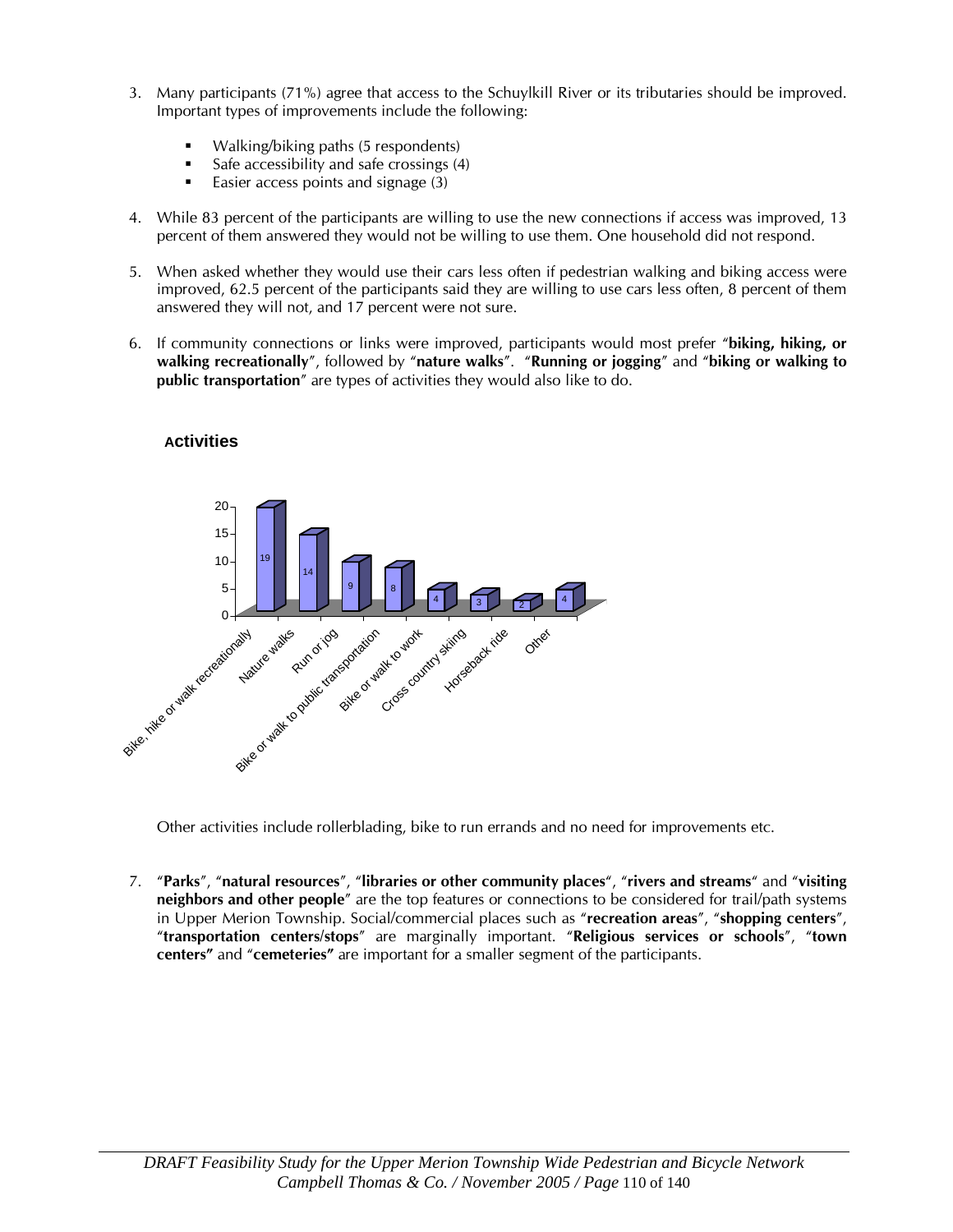3. Many participants (71%) agree that access to the Schuylkill River or its tributaries should be improved. Important types of improvements include the following:

    - Walking/biking paths (5 respondents)
    - Safe accessibility and safe crossings (4)
    - Easier access points and signage (3)

4. While 83 percent of the participants are willing to use the new connections if access was improved, 13 percent of them answered they would not be willing to use them. One household did not respond.

5. When asked whether they would use their cars less often if pedestrian walking and biking access were improved, 62.5 percent of the participants said they are willing to use cars less often, 8 percent of them answered they will not, and 17 percent were not sure.

6. If community connections or links were improved, participants would most prefer "**biking, hiking, or walking recreationally**", followed by "**nature walks**". "**Running or jogging**" and "**biking or walking to public transportation**" are types of activities they would also like to do.

**Activities**

20
15
10
5
0

19
14
9
8
4
3
2
4

Bike, hike or walk recreationally
Nature walks
Run or jog
Bike or walk to public transportation
Bike or walk to work
Cross country skiing
Horseback ride
Other

Other activities include rollerblading, bike to run errands and no need for improvements etc.

7. "**Parks**", "**natural resources**", "**libraries or other community places**", "**rivers and streams**" and "**visiting neighbors and other people**" are the top features or connections to be considered for trail/path systems in Upper Merion Township. Social/commercial places such as "**recreation areas**", "**shopping centers**", "**transportation centers/stops**" are marginally important. "**Religious services or schools**", "**town centers"** and "**cemeteries"** are important for a smaller segment of the participants.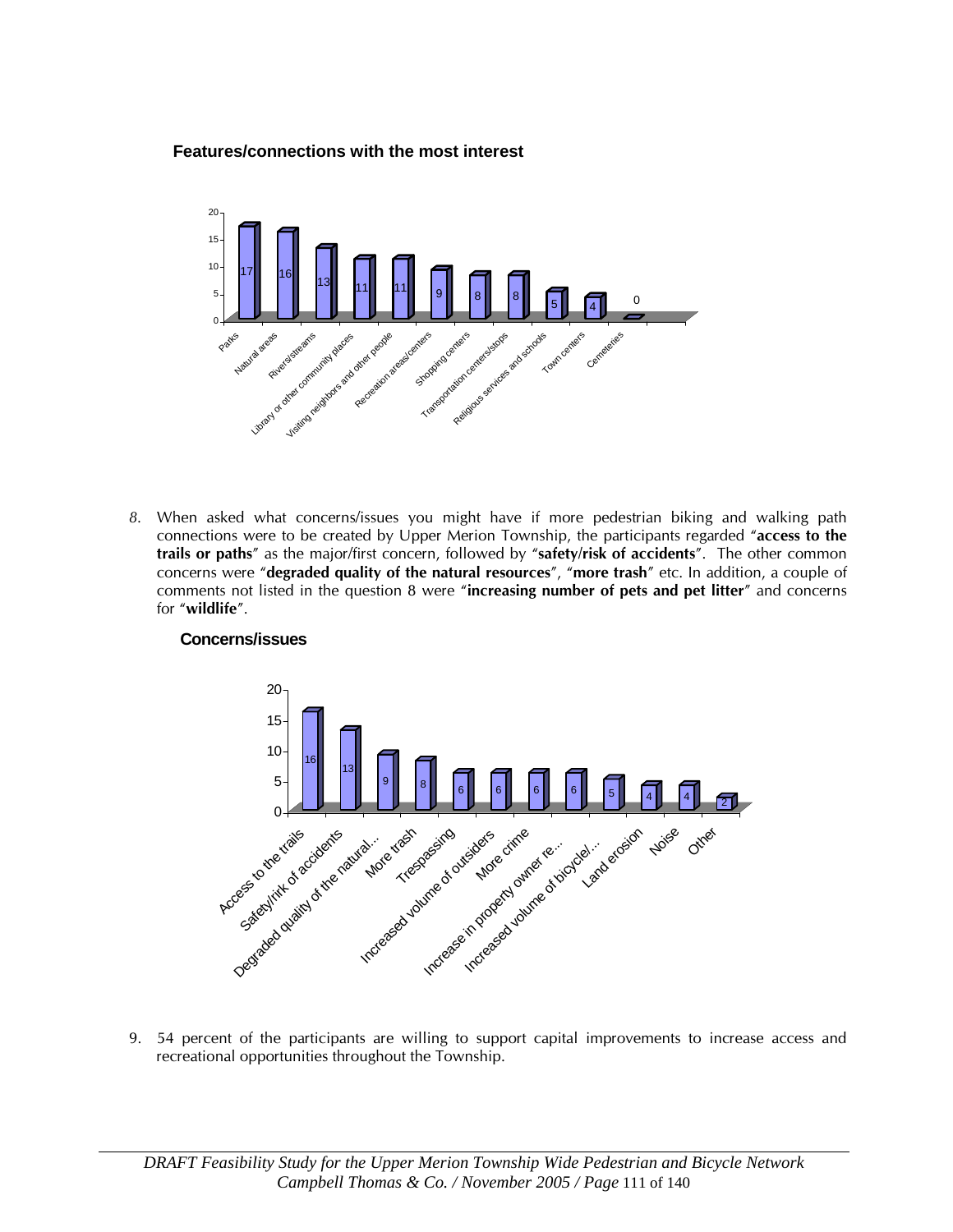**Features/connections with the most interest**

20
15
10
5
0

17 16 13 11 11 9 8 8 5 4 0

Parks
Natural areas
Rivers/streams
Library or other community places
Visiting neighbors and other people
Recreation areas/centers
Shopping centers
Transportation centers/stops
Religious services and schools
Town centers
Cemeteries

8. When asked what concerns/issues you might have if more pedestrian biking and walking path connections were to be created by Upper Merion Township, the participants regarded "**access to the trails or paths**" as the major/first concern, followed by "**safety/risk of accidents**". The other common concerns were "**degraded quality of the natural resources**", "**more trash**" etc. In addition, a couple of comments not listed in the question 8 were "**increasing number of pets and pet litter**" and concerns for "**wildlife**".

**Concerns/issues**

20
15
10
5
0

16 13 9 8 6 6 6 6 5 4 4 2

Access to the trails
Safety/rirk of accidents
Degraded quality of the natural...
More trash
Trespassing
Increased volume of outsiders
More crime
Increase in property owner re...
Increased volume of bicycle/...
Land erosion
Noise
Other

9. 54 percent of the participants are willing to support capital improvements to increase access and recreational opportunities throughout the Township.

*DRAFT Feasibility Study for the Upper Merion Township Wide Pedestrian and Bicycle Network*
*Campbell Thomas & Co. / November 2005*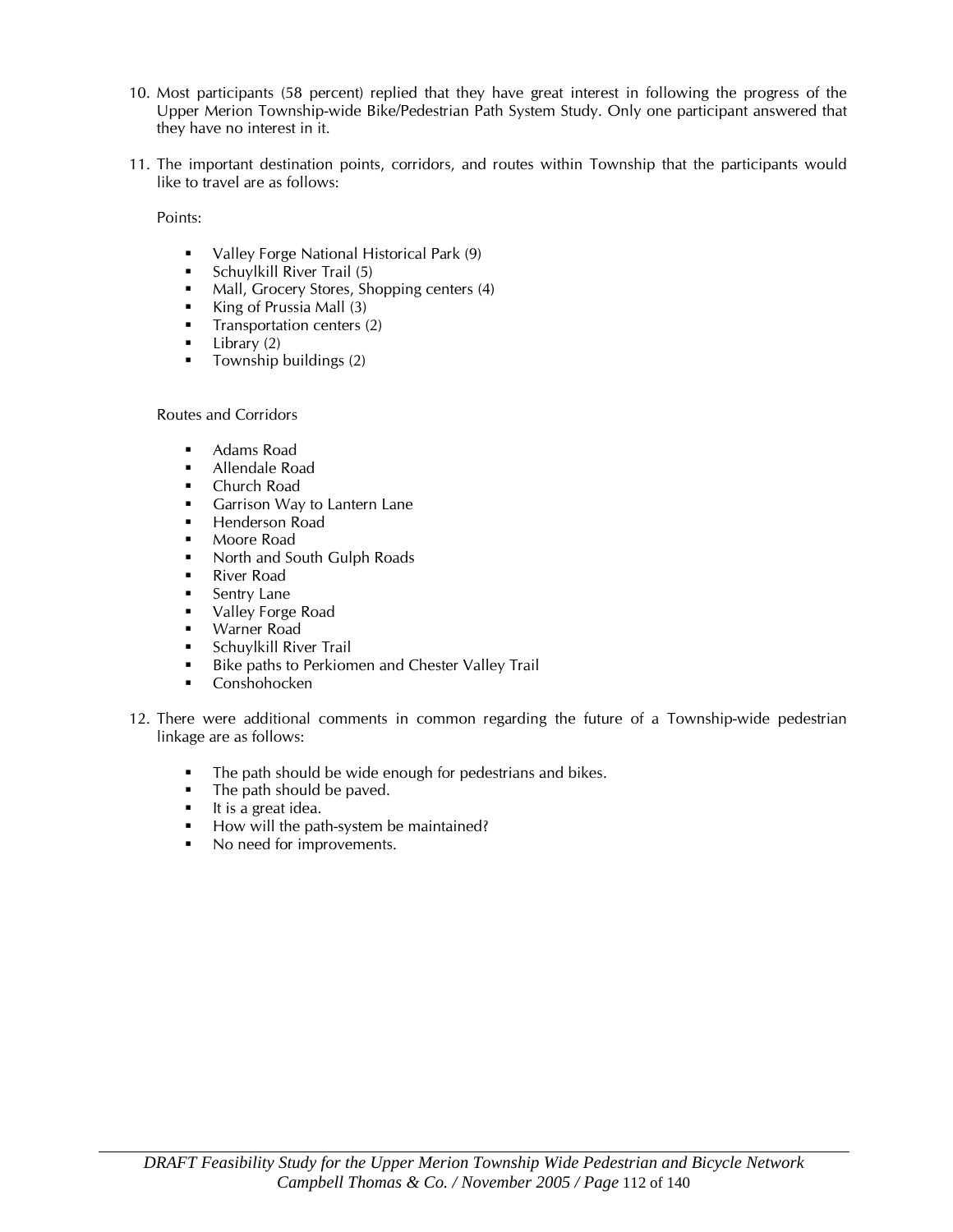10. Most participants (58 percent) replied that they have great interest in following the progress of the Upper Merion Township-wide Bike/Pedestrian Path System Study. Only one participant answered that they have no interest in it.

11. The important destination points, corridors, and routes within Township that the participants would like to travel are as follows:

    Points:

    - Valley Forge National Historical Park (9)
    - Schuylkill River Trail (5)
    - Mall, Grocery Stores, Shopping centers (4)
    - King of Prussia Mall (3)
    - Transportation centers (2)
    - Library (2)
    - Township buildings (2)

    Routes and Corridors

    - Adams Road
    - Allendale Road
    - Church Road
    - Garrison Way to Lantern Lane
    - Henderson Road
    - Moore Road
    - North and South Gulph Roads
    - River Road
    - Sentry Lane
    - Valley Forge Road
    - Warner Road
    - Schuylkill River Trail
    - Bike paths to Perkiomen and Chester Valley Trail
    - Conshohocken

12. There were additional comments in common regarding the future of a Township-wide pedestrian linkage are as follows:

    - The path should be wide enough for pedestrians and bikes.
    - The path should be paved.
    - It is a great idea.
    - How will the path-system be maintained?
    - No need for improvements.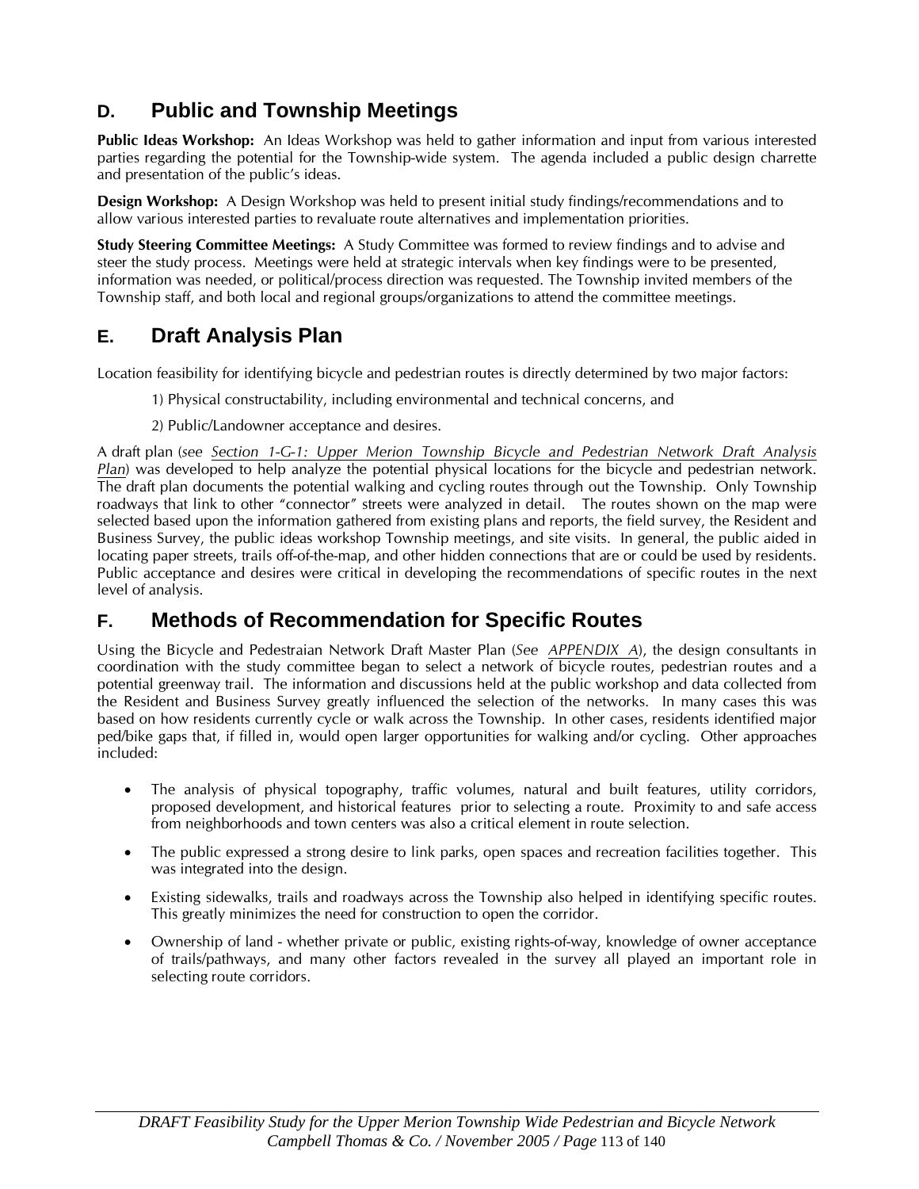## D. Public and Township Meetings

**Public Ideas Workshop:** An Ideas Workshop was held to gather information and input from various interested parties regarding the potential for the Township-wide system. The agenda included a public design charrette and presentation of the public's ideas.

**Design Workshop:** A Design Workshop was held to present initial study findings/recommendations and to allow various interested parties to revaluate route alternatives and implementation priorities.

**Study Steering Committee Meetings:** A Study Committee was formed to review findings and to advise and steer the study process. Meetings were held at strategic intervals when key findings were to be presented, information was needed, or political/process direction was requested. The Township invited members of the Township staff, and both local and regional groups/organizations to attend the committee meetings.

## E. Draft Analysis Plan

Location feasibility for identifying bicycle and pedestrian routes is directly determined by two major factors:

1) Physical constructability, including environmental and technical concerns, and

2) Public/Landowner acceptance and desires.

A draft plan (*see* *Section 1-G-1: Upper Merion Township Bicycle and Pedestrian Network Draft Analysis Plan*) was developed to help analyze the potential physical locations for the bicycle and pedestrian network. The draft plan documents the potential walking and cycling routes through out the Township. Only Township roadways that link to other "connector" streets were analyzed in detail. The routes shown on the map were selected based upon the information gathered from existing plans and reports, the field survey, the Resident and Business Survey, the public ideas workshop Township meetings, and site visits. In general, the public aided in locating paper streets, trails off-of-the-map, and other hidden connections that are or could be used by residents. Public acceptance and desires were critical in developing the recommendations of specific routes in the next level of analysis.

## F. Methods of Recommendation for Specific Routes

Using the Bicycle and Pedestraian Network Draft Master Plan (*See* *APPENDIX A*), the design consultants in coordination with the study committee began to select a network of bicycle routes, pedestrian routes and a potential greenway trail. The information and discussions held at the public workshop and data collected from the Resident and Business Survey greatly influenced the selection of the networks. In many cases this was based on how residents currently cycle or walk across the Township. In other cases, residents identified major ped/bike gaps that, if filled in, would open larger opportunities for walking and/or cycling. Other approaches included:

- The analysis of physical topography, traffic volumes, natural and built features, utility corridors, proposed development, and historical features prior to selecting a route. Proximity to and safe access from neighborhoods and town centers was also a critical element in route selection.
- The public expressed a strong desire to link parks, open spaces and recreation facilities together. This was integrated into the design.
- Existing sidewalks, trails and roadways across the Township also helped in identifying specific routes. This greatly minimizes the need for construction to open the corridor.
- Ownership of land - whether private or public, existing rights-of-way, knowledge of owner acceptance of trails/pathways, and many other factors revealed in the survey all played an important role in selecting route corridors.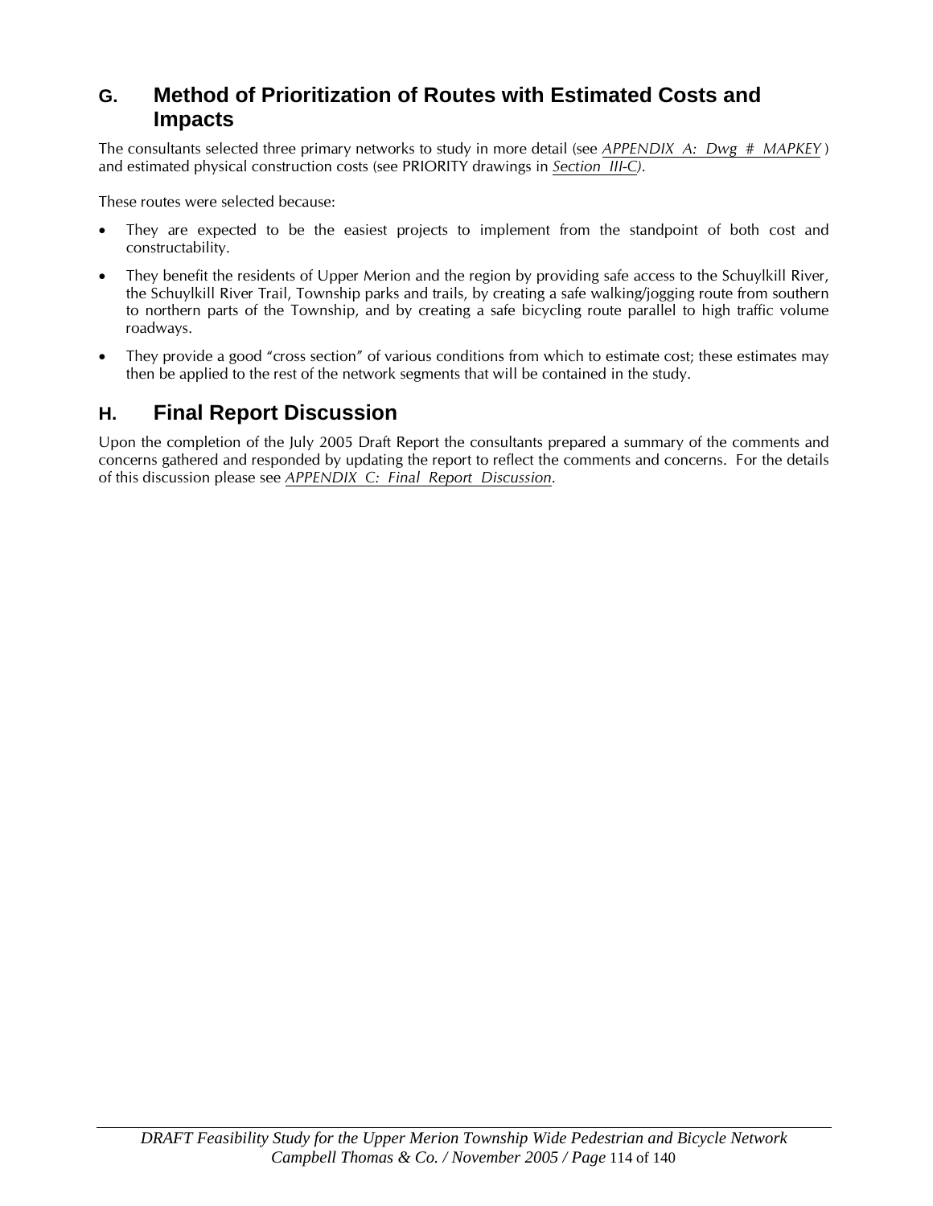## G. Method of Prioritization of Routes with Estimated Costs and Impacts

The consultants selected three primary networks to study in more detail (see *APPENDIX A: Dwg # MAPKEY* ) and estimated physical construction costs (see PRIORITY drawings in *Section III-C*).

These routes were selected because:

- They are expected to be the easiest projects to implement from the standpoint of both cost and constructability.
- They benefit the residents of Upper Merion and the region by providing safe access to the Schuylkill River, the Schuylkill River Trail, Township parks and trails, by creating a safe walking/jogging route from southern to northern parts of the Township, and by creating a safe bicycling route parallel to high traffic volume roadways.
- They provide a good "cross section" of various conditions from which to estimate cost; these estimates may then be applied to the rest of the network segments that will be contained in the study.

## H. Final Report Discussion

Upon the completion of the July 2005 Draft Report the consultants prepared a summary of the comments and concerns gathered and responded by updating the report to reflect the comments and concerns. For the details of this discussion please see *APPENDIX C: Final Report Discussion*.